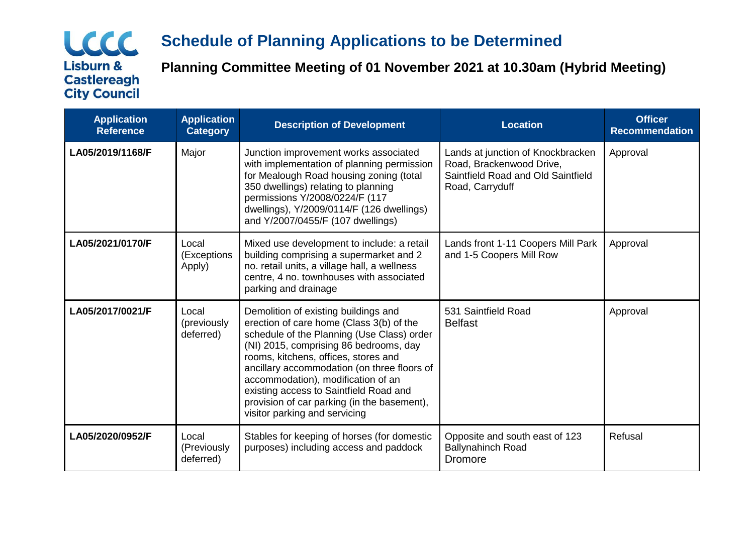Lisburn & Castlereagh City Council

# Schedule of Planning Applications to be Determined

## Planning Committee Meeting of 01 November 2021 at 10.30am (Hybrid Meeting)

| Application Reference | Application Category | Description of Development | Location | Officer Recommendation |
|---|---|---|---|---|
| **LA05/2019/1168/F** | Major | Junction improvement works associated with implementation of planning permission for Mealough Road housing zoning (total 350 dwellings) relating to planning permissions Y/2008/0224/F (117 dwellings), Y/2009/0114/F (126 dwellings) and Y/2007/0455/F (107 dwellings) | Lands at junction of Knockbracken Road, Brackenwood Drive, Saintfield Road and Old Saintfield Road, Carryduff | Approval |
| **LA05/2021/0170/F** | Local (Exceptions Apply) | Mixed use development to include: a retail building comprising a supermarket and 2 no. retail units, a village hall, a wellness centre, 4 no. townhouses with associated parking and drainage | Lands front 1-11 Coopers Mill Park and 1-5 Coopers Mill Row | Approval |
| **LA05/2017/0021/F** | Local (previously deferred) | Demolition of existing buildings and erection of care home (Class 3(b) of the schedule of the Planning (Use Class) order (NI) 2015, comprising 86 bedrooms, day rooms, kitchens, offices, stores and ancillary accommodation (on three floors of accommodation), modification of an existing access to Saintfield Road and provision of car parking (in the basement), visitor parking and servicing | 531 Saintfield Road Belfast | Approval |
| **LA05/2020/0952/F** | Local (Previously deferred) | Stables for keeping of horses (for domestic purposes) including access and paddock | Opposite and south east of 123 Ballynahinch Road Dromore | Refusal |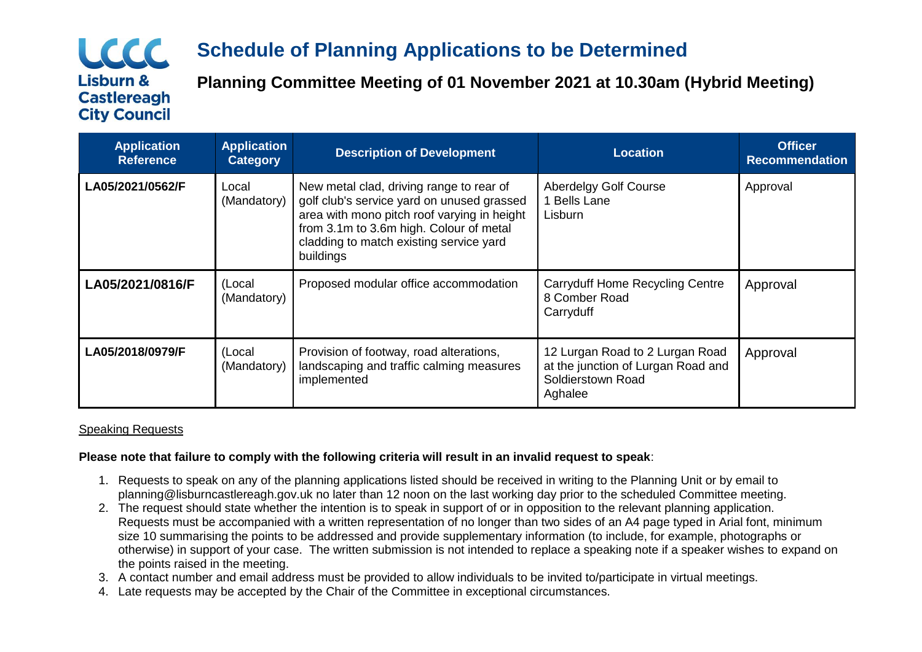# Schedule of Planning Applications to be Determined

## Planning Committee Meeting of 01 November 2021 at 10.30am (Hybrid Meeting)

| Application Reference | Application Category | Description of Development | Location | Officer Recommendation |
|---|---|---|---|---|
| **LA05/2021/0562/F** | Local (Mandatory) | New metal clad, driving range to rear of golf club's service yard on unused grassed area with mono pitch roof varying in height from 3.1m to 3.6m high. Colour of metal cladding to match existing service yard buildings | Aberdelgy Golf Course 1 Bells Lane Lisburn | Approval |
| **LA05/2021/0816/F** | (Local (Mandatory) | Proposed modular office accommodation | Carryduff Home Recycling Centre 8 Comber Road Carryduff | Approval |
| **LA05/2018/0979/F** | (Local (Mandatory) | Provision of footway, road alterations, landscaping and traffic calming measures implemented | 12 Lurgan Road to 2 Lurgan Road at the junction of Lurgan Road and Soldierstown Road Aghalee | Approval |

Speaking Requests

**Please note that failure to comply with the following criteria will result in an invalid request to speak**:

1. Requests to speak on any of the planning applications listed should be received in writing to the Planning Unit or by email to planning@lisburncastlereagh.gov.uk no later than 12 noon on the last working day prior to the scheduled Committee meeting.
2. The request should state whether the intention is to speak in support of or in opposition to the relevant planning application. Requests must be accompanied with a written representation of no longer than two sides of an A4 page typed in Arial font, minimum size 10 summarising the points to be addressed and provide supplementary information (to include, for example, photographs or otherwise) in support of your case. The written submission is not intended to replace a speaking note if a speaker wishes to expand on the points raised in the meeting.
3. A contact number and email address must be provided to allow individuals to be invited to/participate in virtual meetings.
4. Late requests may be accepted by the Chair of the Committee in exceptional circumstances.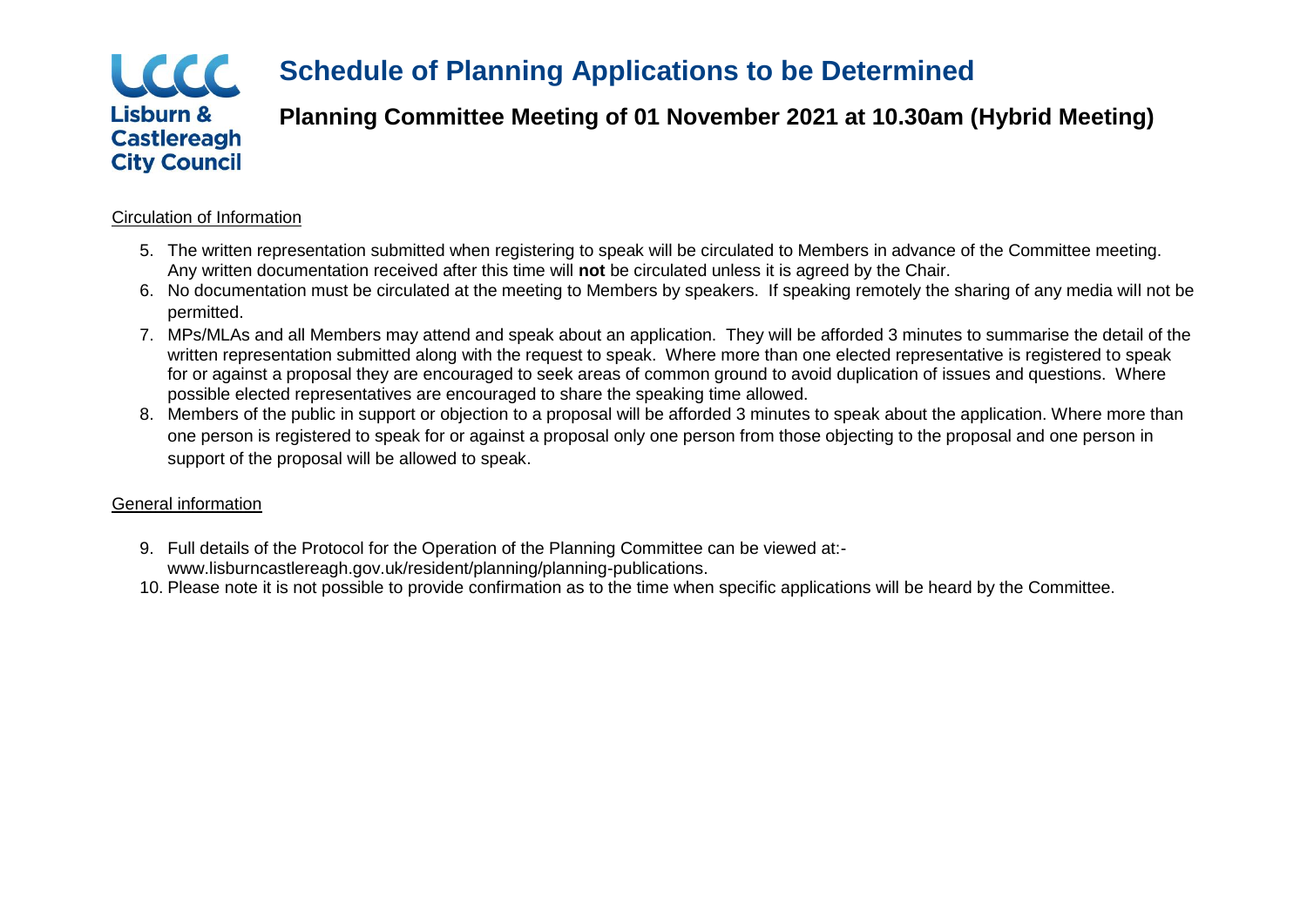# Schedule of Planning Applications to be Determined

## Planning Committee Meeting of 01 November 2021 at 10.30am (Hybrid Meeting)

Circulation of Information

5. The written representation submitted when registering to speak will be circulated to Members in advance of the Committee meeting. Any written documentation received after this time will **not** be circulated unless it is agreed by the Chair.
6. No documentation must be circulated at the meeting to Members by speakers. If speaking remotely the sharing of any media will not be permitted.
7. MPs/MLAs and all Members may attend and speak about an application. They will be afforded 3 minutes to summarise the detail of the written representation submitted along with the request to speak. Where more than one elected representative is registered to speak for or against a proposal they are encouraged to seek areas of common ground to avoid duplication of issues and questions. Where possible elected representatives are encouraged to share the speaking time allowed.
8. Members of the public in support or objection to a proposal will be afforded 3 minutes to speak about the application. Where more than one person is registered to speak for or against a proposal only one person from those objecting to the proposal and one person in support of the proposal will be allowed to speak.

General information

9. Full details of the Protocol for the Operation of the Planning Committee can be viewed at:- www.lisburncastlereagh.gov.uk/resident/planning/planning-publications.
10. Please note it is not possible to provide confirmation as to the time when specific applications will be heard by the Committee.